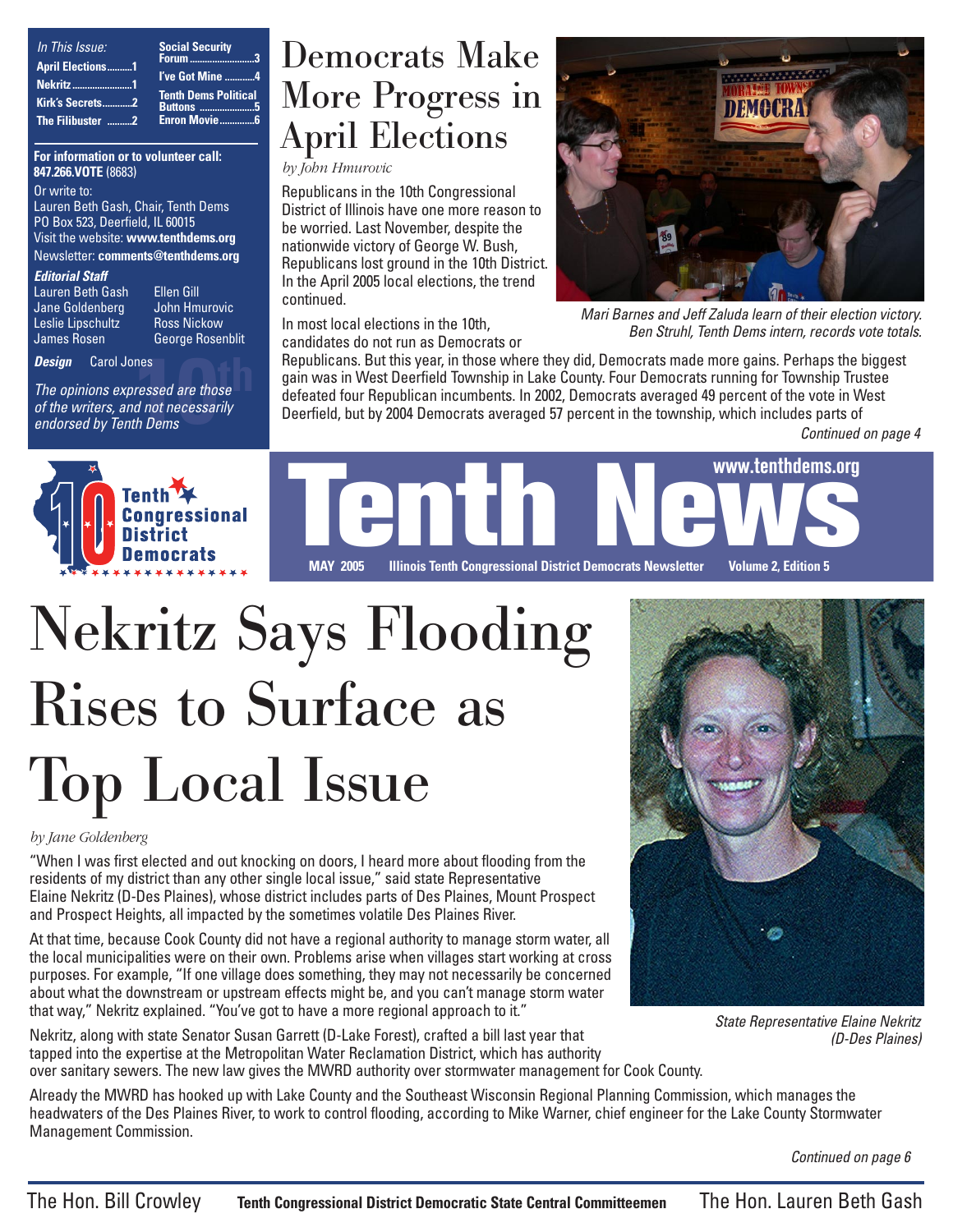*In This Issue:*

- **April Elections..........1**
- **Nekritz........................1**
- **Kirk's Secrets............2**
- **The Filibuster ..........2**
- **Social Security Forum.........................3**
- **I've Got Mine ...........4**
- **Tenth Dems Political Buttons .....................5**
- **Enron Movie.............6**

**For information or to volunteer call:**
**847.266.VOTE** (8683)

Or write to:
Lauren Beth Gash, Chair, Tenth Dems
PO Box 523, Deerfield, IL 60015
Visit the website: **www.tenthdems.org**
Newsletter: **comments@tenthdems.org**

***Editorial Staff***

Lauren Beth Gash
Jane Goldenberg
Leslie Lipschultz
James Rosen
Ellen Gill
John Hmurovic
Ross Nickow
George Rosenblit

***Design*** Carol Jones

*The opinions expressed are those of the writers, and not necessarily endorsed by Tenth Dems*

# Democrats Make More Progress in April Elections

*by John Hmurovic*

Republicans in the 10th Congressional District of Illinois have one more reason to be worried. Last November, despite the nationwide victory of George W. Bush, Republicans lost ground in the 10th District. In the April 2005 local elections, the trend continued.

In most local elections in the 10th, candidates do not run as Democrats or Republicans. But this year, in those where they did, Democrats made more gains. Perhaps the biggest gain was in West Deerfield Township in Lake County. Four Democrats running for Township Trustee defeated four Republican incumbents. In 2002, Democrats averaged 49 percent of the vote in West Deerfield, but by 2004 Democrats averaged 57 percent in the township, which includes parts of

*Continued on page 4*

*Mari Barnes and Jeff Zaluda learn of their election victory. Ben Struhl, Tenth Dems intern, records vote totals.*

Tenth Congressional District Democrats

# Tenth News

www.tenthdems.org

**MAY 2005 Illinois Tenth Congressional District Democrats Newsletter Volume 2, Edition 5**

# Nekritz Says Flooding Rises to Surface as Top Local Issue

*by Jane Goldenberg*

"When I was first elected and out knocking on doors, I heard more about flooding from the residents of my district than any other single local issue," said state Representative Elaine Nekritz (D-Des Plaines), whose district includes parts of Des Plaines, Mount Prospect and Prospect Heights, all impacted by the sometimes volatile Des Plaines River.

At that time, because Cook County did not have a regional authority to manage storm water, all the local municipalities were on their own. Problems arise when villages start working at cross purposes. For example, "If one village does something, they may not necessarily be concerned about what the downstream or upstream effects might be, and you can't manage storm water that way," Nekritz explained. "You've got to have a more regional approach to it."

Nekritz, along with state Senator Susan Garrett (D-Lake Forest), crafted a bill last year that tapped into the expertise at the Metropolitan Water Reclamation District, which has authority over sanitary sewers. The new law gives the MWRD authority over stormwater management for Cook County.

Already the MWRD has hooked up with Lake County and the Southeast Wisconsin Regional Planning Commission, which manages the headwaters of the Des Plaines River, to work to control flooding, according to Mike Warner, chief engineer for the Lake County Stormwater Management Commission.

*Continued on page 6*

*State Representative Elaine Nekritz (D-Des Plaines)*

The Hon. Bill Crowley **Tenth Congressional District Democratic State Central Committeemen** The Hon. Lauren Beth Gash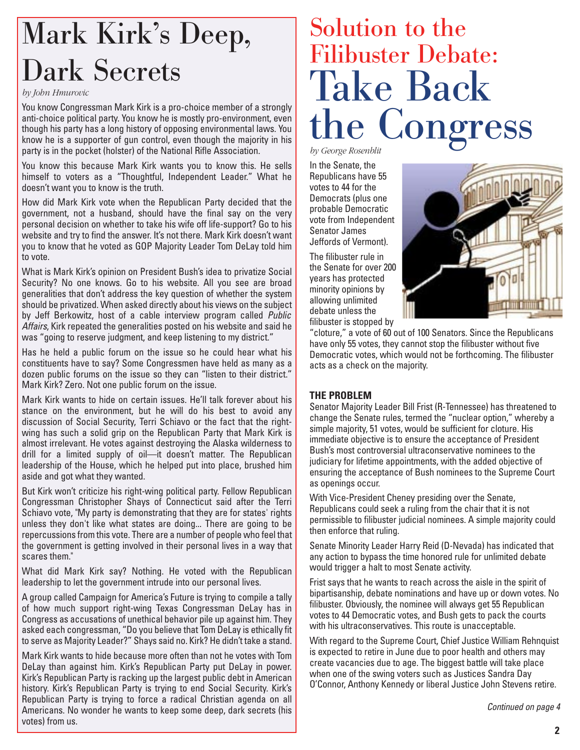# Mark Kirk's Deep, Dark Secrets

*by John Hmurovic*

You know Congressman Mark Kirk is a pro-choice member of a strongly anti-choice political party. You know he is mostly pro-environment, even though his party has a long history of opposing environmental laws. You know he is a supporter of gun control, even though the majority in his party is in the pocket (holster) of the National Rifle Association.

You know this because Mark Kirk wants you to know this. He sells himself to voters as a "Thoughtful, Independent Leader." What he doesn't want you to know is the truth.

How did Mark Kirk vote when the Republican Party decided that the government, not a husband, should have the final say on the very personal decision on whether to take his wife off life-support? Go to his website and try to find the answer. It's not there. Mark Kirk doesn't want you to know that he voted as GOP Majority Leader Tom DeLay told him to vote.

What is Mark Kirk's opinion on President Bush's idea to privatize Social Security? No one knows. Go to his website. All you see are broad generalities that don't address the key question of whether the system should be privatized. When asked directly about his views on the subject by Jeff Berkowitz, host of a cable interview program called *Public Affairs*, Kirk repeated the generalities posted on his website and said he was "going to reserve judgment, and keep listening to my district."

Has he held a public forum on the issue so he could hear what his constituents have to say? Some Congressmen have held as many as a dozen public forums on the issue so they can "listen to their district." Mark Kirk? Zero. Not one public forum on the issue.

Mark Kirk wants to hide on certain issues. He'll talk forever about his stance on the environment, but he will do his best to avoid any discussion of Social Security, Terri Schiavo or the fact that the right-wing has such a solid grip on the Republican Party that Mark Kirk is almost irrelevant. He votes against destroying the Alaska wilderness to drill for a limited supply of oil—it doesn't matter. The Republican leadership of the House, which he helped put into place, brushed him aside and got what they wanted.

But Kirk won't criticize his right-wing political party. Fellow Republican Congressman Christopher Shays of Connecticut said after the Terri Schiavo vote, "My party is demonstrating that they are for states' rights unless they don't like what states are doing... There are going to be repercussions from this vote. There are a number of people who feel that the government is getting involved in their personal lives in a way that scares them."

What did Mark Kirk say? Nothing. He voted with the Republican leadership to let the government intrude into our personal lives.

A group called Campaign for America's Future is trying to compile a tally of how much support right-wing Texas Congressman DeLay has in Congress as accusations of unethical behavior pile up against him. They asked each congressman, "Do you believe that Tom DeLay is ethically fit to serve as Majority Leader?" Shays said no. Kirk? He didn't take a stand.

Mark Kirk wants to hide because more often than not he votes with Tom DeLay than against him. Kirk's Republican Party put DeLay in power. Kirk's Republican Party is racking up the largest public debt in American history. Kirk's Republican Party is trying to end Social Security. Kirk's Republican Party is trying to force a radical Christian agenda on all Americans. No wonder he wants to keep some deep, dark secrets (his votes) from us.

# Solution to the Filibuster Debate: Take Back the Congress

*by George Rosenblit*

In the Senate, the Republicans have 55 votes to 44 for the Democrats (plus one probable Democratic vote from Independent Senator James Jeffords of Vermont).

The filibuster rule in the Senate for over 200 years has protected minority opinions by allowing unlimited debate unless the filibuster is stopped by "cloture," a vote of 60 out of 100 Senators. Since the Republicans have only 55 votes, they cannot stop the filibuster without five Democratic votes, which would not be forthcoming. The filibuster acts as a check on the majority.

**THE PROBLEM**

Senator Majority Leader Bill Frist (R-Tennessee) has threatened to change the Senate rules, termed the "nuclear option," whereby a simple majority, 51 votes, would be sufficient for cloture. His immediate objective is to ensure the acceptance of President Bush's most controversial ultraconservative nominees to the judiciary for lifetime appointments, with the added objective of ensuring the acceptance of Bush nominees to the Supreme Court as openings occur.

With Vice-President Cheney presiding over the Senate, Republicans could seek a ruling from the chair that it is not permissible to filibuster judicial nominees. A simple majority could then enforce that ruling.

Senate Minority Leader Harry Reid (D-Nevada) has indicated that any action to bypass the time honored rule for unlimited debate would trigger a halt to most Senate activity.

Frist says that he wants to reach across the aisle in the spirit of bipartisanship, debate nominations and have up or down votes. No filibuster. Obviously, the nominee will always get 55 Republican votes to 44 Democratic votes, and Bush gets to pack the courts with his ultraconservatives. This route is unacceptable.

With regard to the Supreme Court, Chief Justice William Rehnquist is expected to retire in June due to poor health and others may create vacancies due to age. The biggest battle will take place when one of the swing voters such as Justices Sandra Day O'Connor, Anthony Kennedy or liberal Justice John Stevens retire.

*Continued on page 4*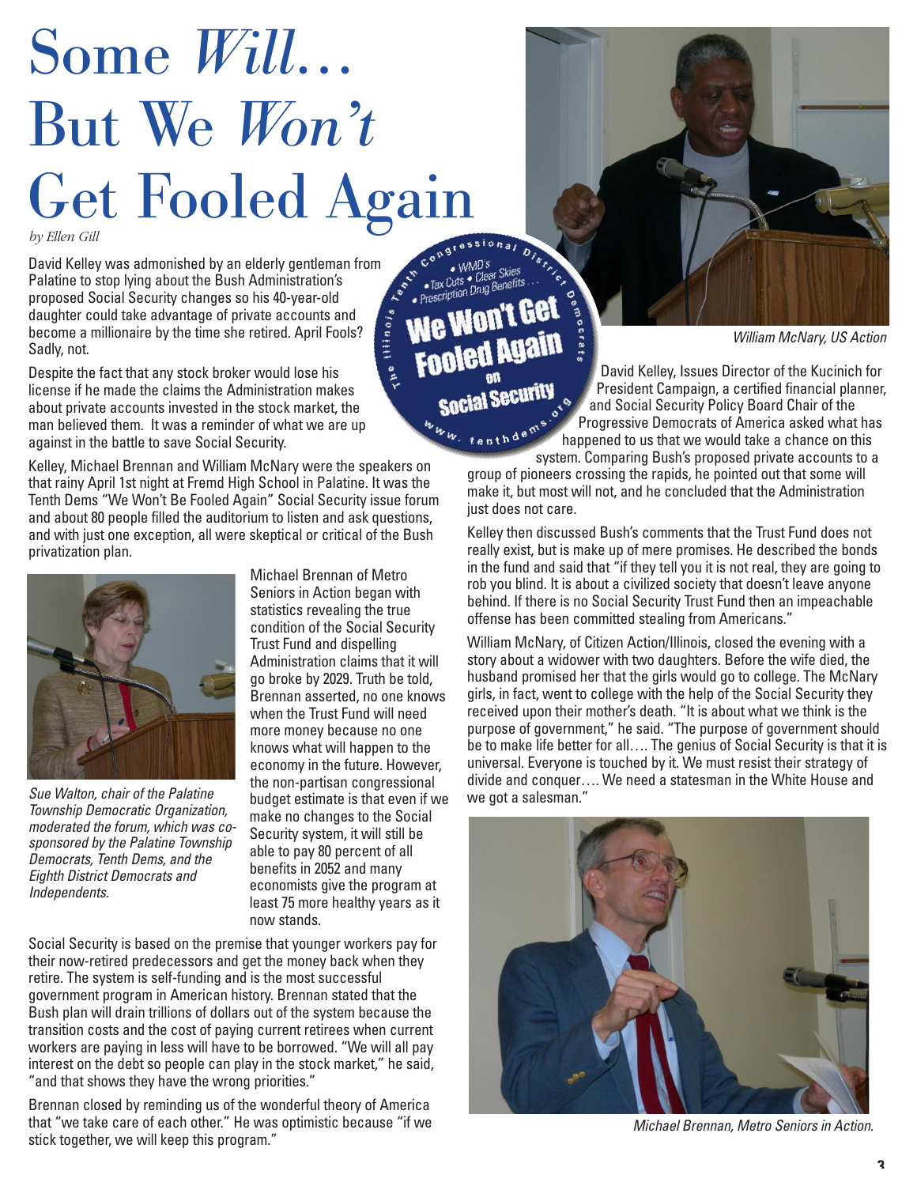# Some *Will*… But We *Won't* Get Fooled Again

*by Ellen Gill*

David Kelley was admonished by an elderly gentleman from Palatine to stop lying about the Bush Administration's proposed Social Security changes so his 40-year-old daughter could take advantage of private accounts and become a millionaire by the time she retired. April Fools? Sadly, not.

Despite the fact that any stock broker would lose his license if he made the claims the Administration makes about private accounts invested in the stock market, the man believed them. It was a reminder of what we are up against in the battle to save Social Security.

Kelley, Michael Brennan and William McNary were the speakers on that rainy April 1st night at Fremd High School in Palatine. It was the Tenth Dems "We Won't Be Fooled Again" Social Security issue forum and about 80 people filled the auditorium to listen and ask questions, and with just one exception, all were skeptical or critical of the Bush privatization plan.

*Sue Walton, chair of the Palatine Township Democratic Organization, moderated the forum, which was co-sponsored by the Palatine Township Democrats, Tenth Dems, and the Eighth District Democrats and Independents.*

Michael Brennan of Metro Seniors in Action began with statistics revealing the true condition of the Social Security Trust Fund and dispelling Administration claims that it will go broke by 2029. Truth be told, Brennan asserted, no one knows when the Trust Fund will need more money because no one knows what will happen to the economy in the future. However, the non-partisan congressional budget estimate is that even if we make no changes to the Social Security system, it will still be able to pay 80 percent of all benefits in 2052 and many economists give the program at least 75 more healthy years as it now stands.

Social Security is based on the premise that younger workers pay for their now-retired predecessors and get the money back when they retire. The system is self-funding and is the most successful government program in American history. Brennan stated that the Bush plan will drain trillions of dollars out of the system because the transition costs and the cost of paying current retirees when current workers are paying in less will have to be borrowed. "We will all pay interest on the debt so people can play in the stock market," he said, "and that shows they have the wrong priorities."

Brennan closed by reminding us of the wonderful theory of America that "we take care of each other." He was optimistic because "if we stick together, we will keep this program."

The Illinois Tenth Congressional District Democrats
• WMD's • Tax Cuts • Clear Skies • Prescription Drug Benefits . . .
**We Won't Get Fooled Again on Social Security**
www.tenthdems.org

*William McNary, US Action*

David Kelley, Issues Director of the Kucinich for President Campaign, a certified financial planner, and Social Security Policy Board Chair of the Progressive Democrats of America asked what has happened to us that we would take a chance on this system. Comparing Bush's proposed private accounts to a group of pioneers crossing the rapids, he pointed out that some will make it, but most will not, and he concluded that the Administration just does not care.

Kelley then discussed Bush's comments that the Trust Fund does not really exist, but is make up of mere promises. He described the bonds in the fund and said that "if they tell you it is not real, they are going to rob you blind. It is about a civilized society that doesn't leave anyone behind. If there is no Social Security Trust Fund then an impeachable offense has been committed stealing from Americans."

William McNary, of Citizen Action/Illinois, closed the evening with a story about a widower with two daughters. Before the wife died, the husband promised her that the girls would go to college. The McNary girls, in fact, went to college with the help of the Social Security they received upon their mother's death. "It is about what we think is the purpose of government," he said. "The purpose of government should be to make life better for all…. The genius of Social Security is that it is universal. Everyone is touched by it. We must resist their strategy of divide and conquer…. We need a statesman in the White House and we got a salesman."

*Michael Brennan, Metro Seniors in Action.*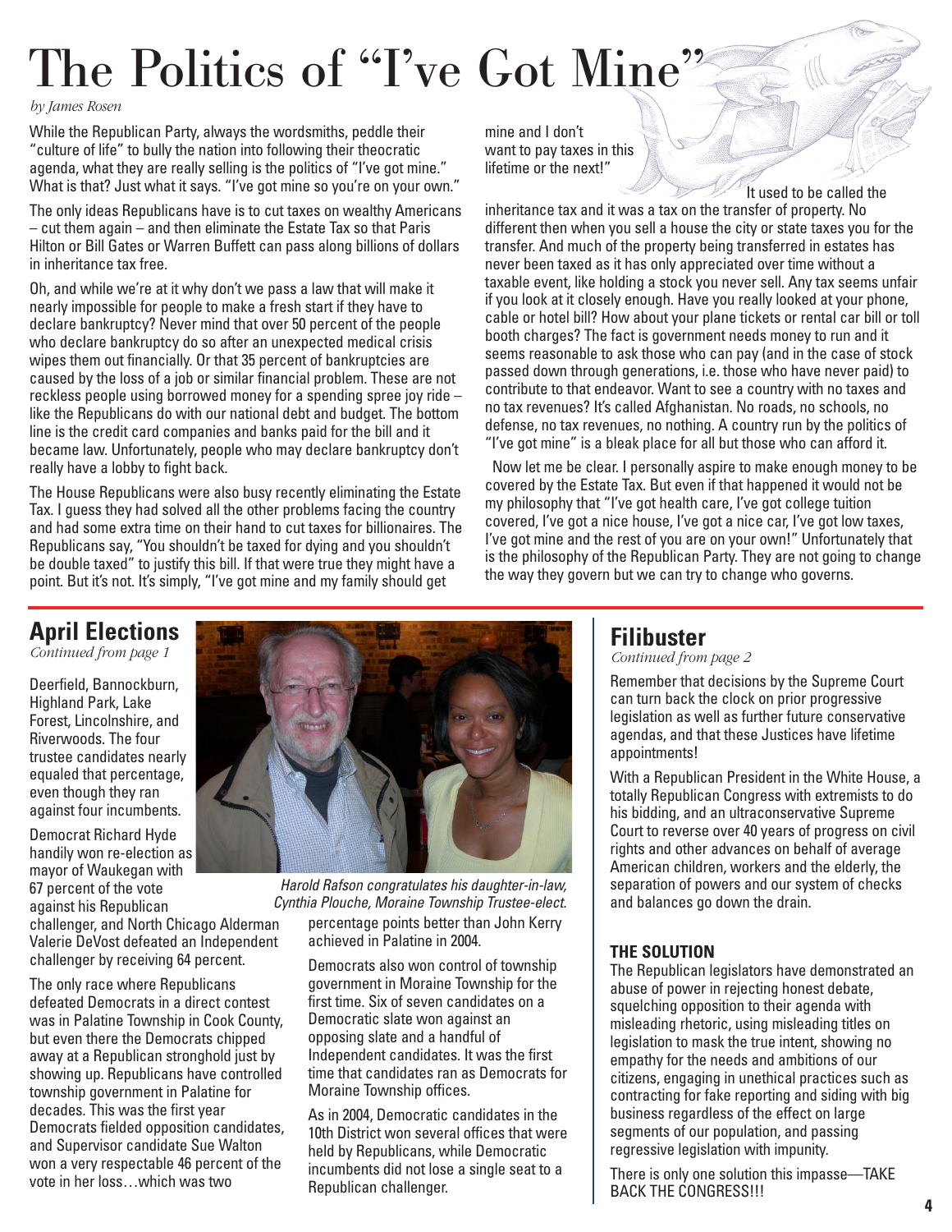# The Politics of "I've Got Mine"

*by James Rosen*

While the Republican Party, always the wordsmiths, peddle their "culture of life" to bully the nation into following their theocratic agenda, what they are really selling is the politics of "I've got mine." What is that? Just what it says. "I've got mine so you're on your own."

The only ideas Republicans have is to cut taxes on wealthy Americans – cut them again – and then eliminate the Estate Tax so that Paris Hilton or Bill Gates or Warren Buffett can pass along billions of dollars in inheritance tax free.

Oh, and while we're at it why don't we pass a law that will make it nearly impossible for people to make a fresh start if they have to declare bankruptcy? Never mind that over 50 percent of the people who declare bankruptcy do so after an unexpected medical crisis wipes them out financially. Or that 35 percent of bankruptcies are caused by the loss of a job or similar financial problem. These are not reckless people using borrowed money for a spending spree joy ride – like the Republicans do with our national debt and budget. The bottom line is the credit card companies and banks paid for the bill and it became law. Unfortunately, people who may declare bankruptcy don't really have a lobby to fight back.

The House Republicans were also busy recently eliminating the Estate Tax. I guess they had solved all the other problems facing the country and had some extra time on their hand to cut taxes for billionaires. The Republicans say, "You shouldn't be taxed for dying and you shouldn't be double taxed" to justify this bill. If that were true they might have a point. But it's not. It's simply, "I've got mine and my family should get mine and I don't want to pay taxes in this lifetime or the next!"

It used to be called the inheritance tax and it was a tax on the transfer of property. No different then when you sell a house the city or state taxes you for the transfer. And much of the property being transferred in estates has never been taxed as it has only appreciated over time without a taxable event, like holding a stock you never sell. Any tax seems unfair if you look at it closely enough. Have you really looked at your phone, cable or hotel bill? How about your plane tickets or rental car bill or toll booth charges? The fact is government needs money to run and it seems reasonable to ask those who can pay (and in the case of stock passed down through generations, i.e. those who have never paid) to contribute to that endeavor. Want to see a country with no taxes and no tax revenues? It's called Afghanistan. No roads, no schools, no defense, no tax revenues, no nothing. A country run by the politics of "I've got mine" is a bleak place for all but those who can afford it.

Now let me be clear. I personally aspire to make enough money to be covered by the Estate Tax. But even if that happened it would not be my philosophy that "I've got health care, I've got college tuition covered, I've got a nice house, I've got a nice car, I've got low taxes, I've got mine and the rest of you are on your own!" Unfortunately that is the philosophy of the Republican Party. They are not going to change the way they govern but we can try to change who governs.

## April Elections

*Continued from page 1*

Deerfield, Bannockburn, Highland Park, Lake Forest, Lincolnshire, and Riverwoods. The four trustee candidates nearly equaled that percentage, even though they ran against four incumbents.

Democrat Richard Hyde handily won re-election as mayor of Waukegan with 67 percent of the vote against his Republican challenger, and North Chicago Alderman Valerie DeVost defeated an Independent challenger by receiving 64 percent.

The only race where Republicans defeated Democrats in a direct contest was in Palatine Township in Cook County, but even there the Democrats chipped away at a Republican stronghold just by showing up. Republicans have controlled township government in Palatine for decades. This was the first year Democrats fielded opposition candidates, and Supervisor candidate Sue Walton won a very respectable 46 percent of the vote in her loss…which was two percentage points better than John Kerry achieved in Palatine in 2004.

*Harold Rafson congratulates his daughter-in-law, Cynthia Plouche, Moraine Township Trustee-elect.*

Democrats also won control of township government in Moraine Township for the first time. Six of seven candidates on a Democratic slate won against an opposing slate and a handful of Independent candidates. It was the first time that candidates ran as Democrats for Moraine Township offices.

As in 2004, Democratic candidates in the 10th District won several offices that were held by Republicans, while Democratic incumbents did not lose a single seat to a Republican challenger.

## Filibuster

*Continued from page 2*

Remember that decisions by the Supreme Court can turn back the clock on prior progressive legislation as well as further future conservative agendas, and that these Justices have lifetime appointments!

With a Republican President in the White House, a totally Republican Congress with extremists to do his bidding, and an ultraconservative Supreme Court to reverse over 40 years of progress on civil rights and other advances on behalf of average American children, workers and the elderly, the separation of powers and our system of checks and balances go down the drain.

**THE SOLUTION**

The Republican legislators have demonstrated an abuse of power in rejecting honest debate, squelching opposition to their agenda with misleading rhetoric, using misleading titles on legislation to mask the true intent, showing no empathy for the needs and ambitions of our citizens, engaging in unethical practices such as contracting for fake reporting and siding with big business regardless of the effect on large segments of our population, and passing regressive legislation with impunity.

There is only one solution this impasse—TAKE BACK THE CONGRESS!!!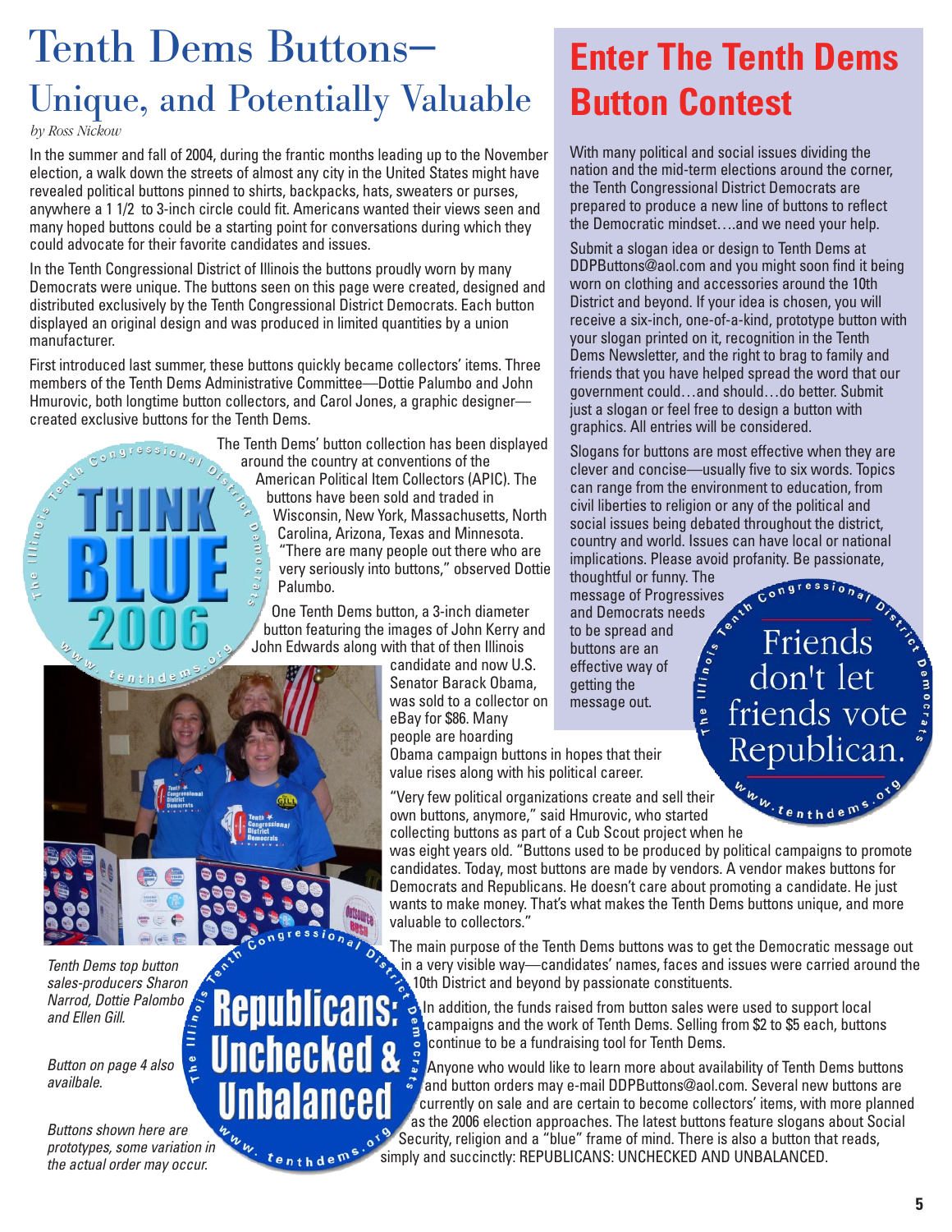# Tenth Dems Buttons— Unique, and Potentially Valuable

*by Ross Nickow*

In the summer and fall of 2004, during the frantic months leading up to the November election, a walk down the streets of almost any city in the United States might have revealed political buttons pinned to shirts, backpacks, hats, sweaters or purses, anywhere a 1 1/2 to 3-inch circle could fit. Americans wanted their views seen and many hoped buttons could be a starting point for conversations during which they could advocate for their favorite candidates and issues.

In the Tenth Congressional District of Illinois the buttons proudly worn by many Democrats were unique. The buttons seen on this page were created, designed and distributed exclusively by the Tenth Congressional District Democrats. Each button displayed an original design and was produced in limited quantities by a union manufacturer.

First introduced last summer, these buttons quickly became collectors' items. Three members of the Tenth Dems Administrative Committee—Dottie Palumbo and John Hmurovic, both longtime button collectors, and Carol Jones, a graphic designer—created exclusive buttons for the Tenth Dems.

The Tenth Dems' button collection has been displayed around the country at conventions of the American Political Item Collectors (APIC). The buttons have been sold and traded in Wisconsin, New York, Massachusetts, North Carolina, Arizona, Texas and Minnesota. "There are many people out there who are very seriously into buttons," observed Dottie Palumbo.

One Tenth Dems button, a 3-inch diameter button featuring the images of John Kerry and John Edwards along with that of then Illinois candidate and now U.S. Senator Barack Obama, was sold to a collector on eBay for $86. Many people are hoarding Obama campaign buttons in hopes that their value rises along with his political career.

"Very few political organizations create and sell their own buttons, anymore," said Hmurovic, who started collecting buttons as part of a Cub Scout project when he was eight years old. "Buttons used to be produced by political campaigns to promote candidates. Today, most buttons are made by vendors. A vendor makes buttons for Democrats and Republicans. He doesn't care about promoting a candidate. He just wants to make money. That's what makes the Tenth Dems buttons unique, and more valuable to collectors."

The main purpose of the Tenth Dems buttons was to get the Democratic message out in a very visible way—candidates' names, faces and issues were carried around the 10th District and beyond by passionate constituents.

In addition, the funds raised from button sales were used to support local campaigns and the work of Tenth Dems. Selling from $2 to $5 each, buttons continue to be a fundraising tool for Tenth Dems.

Anyone who would like to learn more about availability of Tenth Dems buttons and button orders may e-mail DDPButtons@aol.com. Several new buttons are currently on sale and are certain to become collectors' items, with more planned as the 2006 election approaches. The latest buttons feature slogans about Social Security, religion and a "blue" frame of mind. There is also a button that reads, simply and succinctly: REPUBLICANS: UNCHECKED AND UNBALANCED.

*Tenth Dems top button sales-producers Sharon Narrod, Dottie Palumbo and Ellen Gill.*

*Button on page 4 also availbale.*

*Buttons shown here are prototypes, some variation in the actual order may occur.*

THINK BLUE 2006 — The Illinois Tenth Congressional District Democrats — www.tenthdems.org

Friends don't let friends vote Republican. — The Illinois Tenth Congressional District Democrats — www.tenthdems.org

Republicans: Unchecked & Unbalanced — The Illinois Tenth Congressional District Democrats — www.tenthdems.org

## Enter The Tenth Dems Button Contest

With many political and social issues dividing the nation and the mid-term elections around the corner, the Tenth Congressional District Democrats are prepared to produce a new line of buttons to reflect the Democratic mindset….and we need your help.

Submit a slogan idea or design to Tenth Dems at DDPButtons@aol.com and you might soon find it being worn on clothing and accessories around the 10th District and beyond. If your idea is chosen, you will receive a six-inch, one-of-a-kind, prototype button with your slogan printed on it, recognition in the Tenth Dems Newsletter, and the right to brag to family and friends that you have helped spread the word that our government could…and should…do better. Submit just a slogan or feel free to design a button with graphics. All entries will be considered.

Slogans for buttons are most effective when they are clever and concise—usually five to six words. Topics can range from the environment to education, from civil liberties to religion or any of the political and social issues being debated throughout the district, country and world. Issues can have local or national implications. Please avoid profanity. Be passionate, thoughtful or funny. The message of Progressives and Democrats needs to be spread and buttons are an effective way of getting the message out.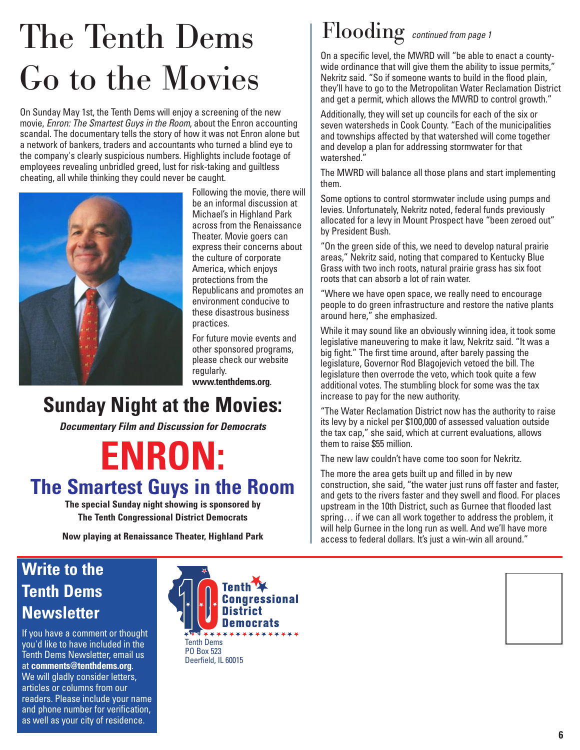# The Tenth Dems Go to the Movies

On Sunday May 1st, the Tenth Dems will enjoy a screening of the new movie, *Enron: The Smartest Guys in the Room*, about the Enron accounting scandal. The documentary tells the story of how it was not Enron alone but a network of bankers, traders and accountants who turned a blind eye to the company's clearly suspicious numbers. Highlights include footage of employees revealing unbridled greed, lust for risk-taking and guiltless cheating, all while thinking they could never be caught.

Following the movie, there will be an informal discussion at Michael's in Highland Park across from the Renaissance Theater. Movie goers can express their concerns about the culture of corporate America, which enjoys protections from the Republicans and promotes an environment conducive to these disastrous business practices.

For future movie events and other sponsored programs, please check our website regularly. **www.tenthdems.org**.

## Sunday Night at the Movies:

***Documentary Film and Discussion for Democrats***

# ENRON:

## The Smartest Guys in the Room

**The special Sunday night showing is sponsored by The Tenth Congressional District Democrats**

**Now playing at Renaissance Theater, Highland Park**

# Flooding *continued from page 1*

On a specific level, the MWRD will "be able to enact a county-wide ordinance that will give them the ability to issue permits," Nekritz said. "So if someone wants to build in the flood plain, they'll have to go to the Metropolitan Water Reclamation District and get a permit, which allows the MWRD to control growth."

Additionally, they will set up councils for each of the six or seven watersheds in Cook County. "Each of the municipalities and townships affected by that watershed will come together and develop a plan for addressing stormwater for that watershed."

The MWRD will balance all those plans and start implementing them.

Some options to control stormwater include using pumps and levies. Unfortunately, Nekritz noted, federal funds previously allocated for a levy in Mount Prospect have "been zeroed out" by President Bush.

"On the green side of this, we need to develop natural prairie areas," Nekritz said, noting that compared to Kentucky Blue Grass with two inch roots, natural prairie grass has six foot roots that can absorb a lot of rain water.

"Where we have open space, we really need to encourage people to do green infrastructure and restore the native plants around here," she emphasized.

While it may sound like an obviously winning idea, it took some legislative maneuvering to make it law, Nekritz said. "It was a big fight." The first time around, after barely passing the legislature, Governor Rod Blagojevich vetoed the bill. The legislature then overrode the veto, which took quite a few additional votes. The stumbling block for some was the tax increase to pay for the new authority.

"The Water Reclamation District now has the authority to raise its levy by a nickel per $100,000 of assessed valuation outside the tax cap," she said, which at current evaluations, allows them to raise $55 million.

The new law couldn't have come too soon for Nekritz.

The more the area gets built up and filled in by new construction, she said, "the water just runs off faster and faster, and gets to the rivers faster and they swell and flood. For places upstream in the 10th District, such as Gurnee that flooded last spring… if we can all work together to address the problem, it will help Gurnee in the long run as well. And we'll have more access to federal dollars. It's just a win-win all around."

## Write to the Tenth Dems Newsletter

If you have a comment or thought you'd like to have included in the Tenth Dems Newsletter, email us at **comments@tenthdems.org**. We will gladly consider letters, articles or columns from our readers. Please include your name and phone number for verification, as well as your city of residence.

Tenth Congressional District Democrats

Tenth Dems
PO Box 523
Deerfield, IL 60015